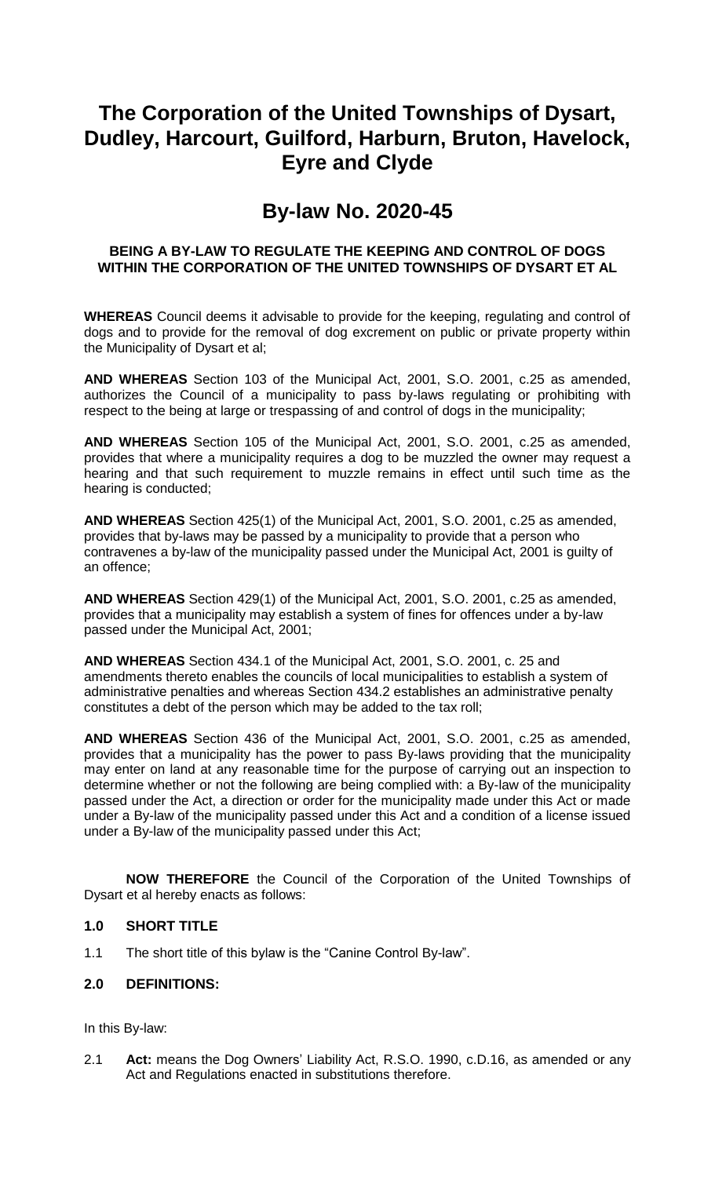# The Corporation of the United Townships of Dysart, Dudley, Harcourt, Guilford, Harburn, Bruton, Havelock, Eyre and Clyde

## By-law No. 2020-45

**BEING A BY-LAW TO REGULATE THE KEEPING AND CONTROL OF DOGS WITHIN THE CORPORATION OF THE UNITED TOWNSHIPS OF DYSART ET AL**

**WHEREAS** Council deems it advisable to provide for the keeping, regulating and control of dogs and to provide for the removal of dog excrement on public or private property within the Municipality of Dysart et al;

**AND WHEREAS** Section 103 of the Municipal Act, 2001, S.O. 2001, c.25 as amended, authorizes the Council of a municipality to pass by-laws regulating or prohibiting with respect to the being at large or trespassing of and control of dogs in the municipality;

**AND WHEREAS** Section 105 of the Municipal Act, 2001, S.O. 2001, c.25 as amended, provides that where a municipality requires a dog to be muzzled the owner may request a hearing and that such requirement to muzzle remains in effect until such time as the hearing is conducted;

**AND WHEREAS** Section 425(1) of the Municipal Act, 2001, S.O. 2001, c.25 as amended, provides that by-laws may be passed by a municipality to provide that a person who contravenes a by-law of the municipality passed under the Municipal Act, 2001 is guilty of an offence;

**AND WHEREAS** Section 429(1) of the Municipal Act, 2001, S.O. 2001, c.25 as amended, provides that a municipality may establish a system of fines for offences under a by-law passed under the Municipal Act, 2001;

**AND WHEREAS** Section 434.1 of the Municipal Act, 2001, S.O. 2001, c. 25 and amendments thereto enables the councils of local municipalities to establish a system of administrative penalties and whereas Section 434.2 establishes an administrative penalty constitutes a debt of the person which may be added to the tax roll;

**AND WHEREAS** Section 436 of the Municipal Act, 2001, S.O. 2001, c.25 as amended, provides that a municipality has the power to pass By-laws providing that the municipality may enter on land at any reasonable time for the purpose of carrying out an inspection to determine whether or not the following are being complied with: a By-law of the municipality passed under the Act, a direction or order for the municipality made under this Act or made under a By-law of the municipality passed under this Act and a condition of a license issued under a By-law of the municipality passed under this Act;

**NOW THEREFORE** the Council of the Corporation of the United Townships of Dysart et al hereby enacts as follows:

### 1.0 SHORT TITLE

1.1 The short title of this bylaw is the "Canine Control By-law".

### 2.0 DEFINITIONS:

In this By-law:

2.1 **Act:** means the Dog Owners' Liability Act, R.S.O. 1990, c.D.16, as amended or any Act and Regulations enacted in substitutions therefore.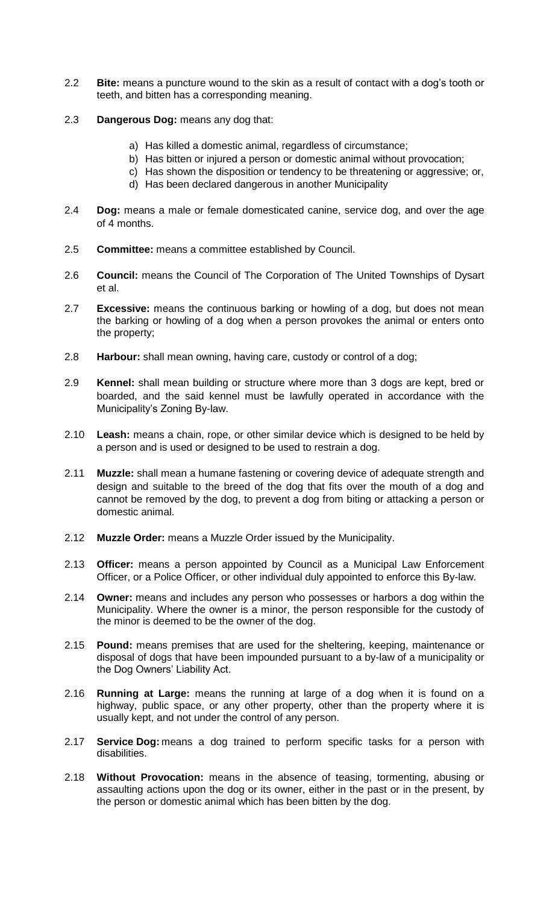2.2 **Bite:** means a puncture wound to the skin as a result of contact with a dog's tooth or teeth, and bitten has a corresponding meaning.

2.3 **Dangerous Dog:** means any dog that:

a) Has killed a domestic animal, regardless of circumstance;
b) Has bitten or injured a person or domestic animal without provocation;
c) Has shown the disposition or tendency to be threatening or aggressive; or,
d) Has been declared dangerous in another Municipality

2.4 **Dog:** means a male or female domesticated canine, service dog, and over the age of 4 months.

2.5 **Committee:** means a committee established by Council.

2.6 **Council:** means the Council of The Corporation of The United Townships of Dysart et al.

2.7 **Excessive:** means the continuous barking or howling of a dog, but does not mean the barking or howling of a dog when a person provokes the animal or enters onto the property;

2.8 **Harbour:** shall mean owning, having care, custody or control of a dog;

2.9 **Kennel:** shall mean building or structure where more than 3 dogs are kept, bred or boarded, and the said kennel must be lawfully operated in accordance with the Municipality's Zoning By-law.

2.10 **Leash:** means a chain, rope, or other similar device which is designed to be held by a person and is used or designed to be used to restrain a dog.

2.11 **Muzzle:** shall mean a humane fastening or covering device of adequate strength and design and suitable to the breed of the dog that fits over the mouth of a dog and cannot be removed by the dog, to prevent a dog from biting or attacking a person or domestic animal.

2.12 **Muzzle Order:** means a Muzzle Order issued by the Municipality.

2.13 **Officer:** means a person appointed by Council as a Municipal Law Enforcement Officer, or a Police Officer, or other individual duly appointed to enforce this By-law.

2.14 **Owner:** means and includes any person who possesses or harbors a dog within the Municipality. Where the owner is a minor, the person responsible for the custody of the minor is deemed to be the owner of the dog.

2.15 **Pound:** means premises that are used for the sheltering, keeping, maintenance or disposal of dogs that have been impounded pursuant to a by-law of a municipality or the Dog Owners' Liability Act.

2.16 **Running at Large:** means the running at large of a dog when it is found on a highway, public space, or any other property, other than the property where it is usually kept, and not under the control of any person.

2.17 **Service Dog:** means a dog trained to perform specific tasks for a person with disabilities.

2.18 **Without Provocation:** means in the absence of teasing, tormenting, abusing or assaulting actions upon the dog or its owner, either in the past or in the present, by the person or domestic animal which has been bitten by the dog.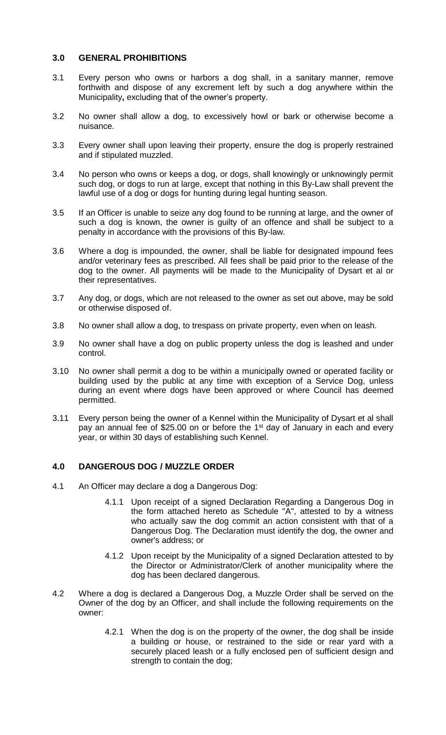## 3.0 GENERAL PROHIBITIONS

3.1 Every person who owns or harbors a dog shall, in a sanitary manner, remove forthwith and dispose of any excrement left by such a dog anywhere within the Municipality**,** excluding that of the owner's property.

3.2 No owner shall allow a dog, to excessively howl or bark or otherwise become a nuisance.

3.3 Every owner shall upon leaving their property, ensure the dog is properly restrained and if stipulated muzzled.

3.4 No person who owns or keeps a dog, or dogs, shall knowingly or unknowingly permit such dog, or dogs to run at large, except that nothing in this By-Law shall prevent the lawful use of a dog or dogs for hunting during legal hunting season.

3.5 If an Officer is unable to seize any dog found to be running at large, and the owner of such a dog is known, the owner is guilty of an offence and shall be subject to a penalty in accordance with the provisions of this By-law.

3.6 Where a dog is impounded, the owner, shall be liable for designated impound fees and/or veterinary fees as prescribed. All fees shall be paid prior to the release of the dog to the owner. All payments will be made to the Municipality of Dysart et al or their representatives.

3.7 Any dog, or dogs, which are not released to the owner as set out above, may be sold or otherwise disposed of.

3.8 No owner shall allow a dog, to trespass on private property, even when on leash.

3.9 No owner shall have a dog on public property unless the dog is leashed and under control.

3.10 No owner shall permit a dog to be within a municipally owned or operated facility or building used by the public at any time with exception of a Service Dog, unless during an event where dogs have been approved or where Council has deemed permitted.

3.11 Every person being the owner of a Kennel within the Municipality of Dysart et al shall pay an annual fee of $25.00 on or before the 1st day of January in each and every year, or within 30 days of establishing such Kennel.

## 4.0 DANGEROUS DOG / MUZZLE ORDER

4.1 An Officer may declare a dog a Dangerous Dog:

4.1.1 Upon receipt of a signed Declaration Regarding a Dangerous Dog in the form attached hereto as Schedule "A", attested to by a witness who actually saw the dog commit an action consistent with that of a Dangerous Dog. The Declaration must identify the dog, the owner and owner's address; or

4.1.2 Upon receipt by the Municipality of a signed Declaration attested to by the Director or Administrator/Clerk of another municipality where the dog has been declared dangerous.

4.2 Where a dog is declared a Dangerous Dog, a Muzzle Order shall be served on the Owner of the dog by an Officer, and shall include the following requirements on the owner:

4.2.1 When the dog is on the property of the owner, the dog shall be inside a building or house, or restrained to the side or rear yard with a securely placed leash or a fully enclosed pen of sufficient design and strength to contain the dog;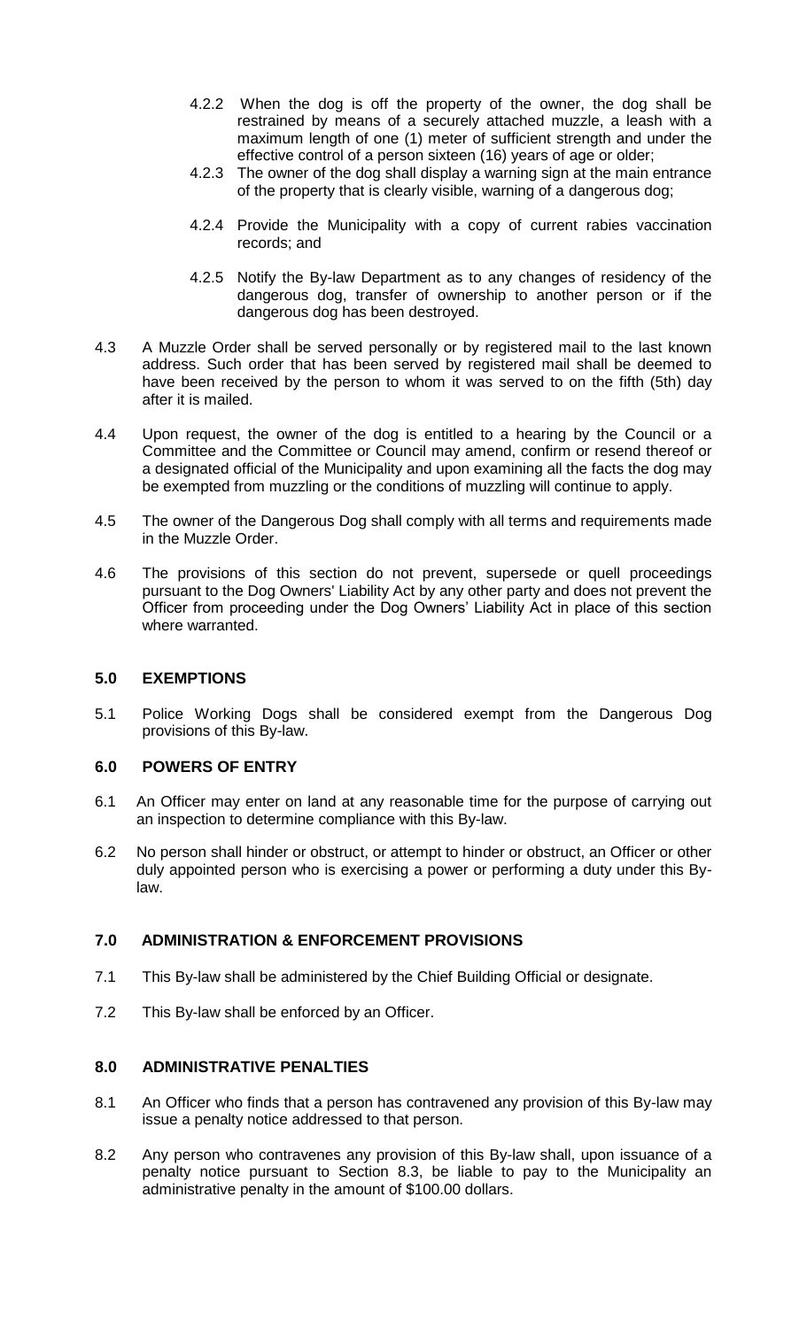4.2.2 When the dog is off the property of the owner, the dog shall be restrained by means of a securely attached muzzle, a leash with a maximum length of one (1) meter of sufficient strength and under the effective control of a person sixteen (16) years of age or older;

4.2.3 The owner of the dog shall display a warning sign at the main entrance of the property that is clearly visible, warning of a dangerous dog;

4.2.4 Provide the Municipality with a copy of current rabies vaccination records; and

4.2.5 Notify the By-law Department as to any changes of residency of the dangerous dog, transfer of ownership to another person or if the dangerous dog has been destroyed.

4.3 A Muzzle Order shall be served personally or by registered mail to the last known address. Such order that has been served by registered mail shall be deemed to have been received by the person to whom it was served to on the fifth (5th) day after it is mailed.

4.4 Upon request, the owner of the dog is entitled to a hearing by the Council or a Committee and the Committee or Council may amend, confirm or resend thereof or a designated official of the Municipality and upon examining all the facts the dog may be exempted from muzzling or the conditions of muzzling will continue to apply.

4.5 The owner of the Dangerous Dog shall comply with all terms and requirements made in the Muzzle Order.

4.6 The provisions of this section do not prevent, supersede or quell proceedings pursuant to the Dog Owners' Liability Act by any other party and does not prevent the Officer from proceeding under the Dog Owners' Liability Act in place of this section where warranted.

## 5.0 EXEMPTIONS

5.1 Police Working Dogs shall be considered exempt from the Dangerous Dog provisions of this By-law.

## 6.0 POWERS OF ENTRY

6.1 An Officer may enter on land at any reasonable time for the purpose of carrying out an inspection to determine compliance with this By-law.

6.2 No person shall hinder or obstruct, or attempt to hinder or obstruct, an Officer or other duly appointed person who is exercising a power or performing a duty under this By-law.

## 7.0 ADMINISTRATION & ENFORCEMENT PROVISIONS

7.1 This By-law shall be administered by the Chief Building Official or designate.

7.2 This By-law shall be enforced by an Officer.

## 8.0 ADMINISTRATIVE PENALTIES

8.1 An Officer who finds that a person has contravened any provision of this By-law may issue a penalty notice addressed to that person.

8.2 Any person who contravenes any provision of this By-law shall, upon issuance of a penalty notice pursuant to Section 8.3, be liable to pay to the Municipality an administrative penalty in the amount of $100.00 dollars.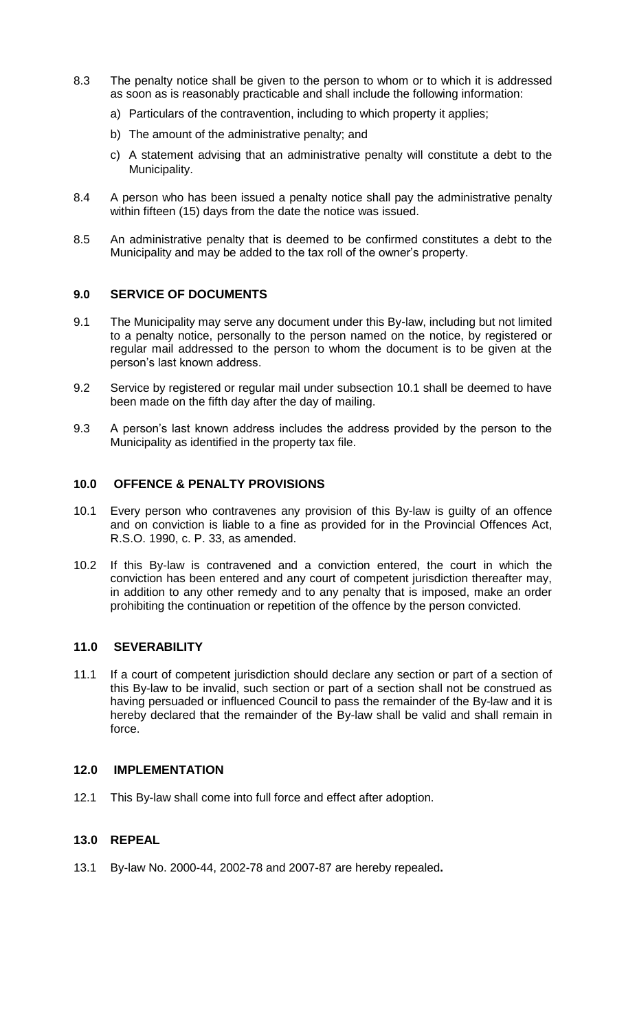8.3 The penalty notice shall be given to the person to whom or to which it is addressed as soon as is reasonably practicable and shall include the following information:

a) Particulars of the contravention, including to which property it applies;

b) The amount of the administrative penalty; and

c) A statement advising that an administrative penalty will constitute a debt to the Municipality.

8.4 A person who has been issued a penalty notice shall pay the administrative penalty within fifteen (15) days from the date the notice was issued.

8.5 An administrative penalty that is deemed to be confirmed constitutes a debt to the Municipality and may be added to the tax roll of the owner's property.

## 9.0 SERVICE OF DOCUMENTS

9.1 The Municipality may serve any document under this By-law, including but not limited to a penalty notice, personally to the person named on the notice, by registered or regular mail addressed to the person to whom the document is to be given at the person's last known address.

9.2 Service by registered or regular mail under subsection 10.1 shall be deemed to have been made on the fifth day after the day of mailing.

9.3 A person's last known address includes the address provided by the person to the Municipality as identified in the property tax file.

## 10.0 OFFENCE & PENALTY PROVISIONS

10.1 Every person who contravenes any provision of this By-law is guilty of an offence and on conviction is liable to a fine as provided for in the Provincial Offences Act, R.S.O. 1990, c. P. 33, as amended.

10.2 If this By-law is contravened and a conviction entered, the court in which the conviction has been entered and any court of competent jurisdiction thereafter may, in addition to any other remedy and to any penalty that is imposed, make an order prohibiting the continuation or repetition of the offence by the person convicted.

## 11.0 SEVERABILITY

11.1 If a court of competent jurisdiction should declare any section or part of a section of this By-law to be invalid, such section or part of a section shall not be construed as having persuaded or influenced Council to pass the remainder of the By-law and it is hereby declared that the remainder of the By-law shall be valid and shall remain in force.

## 12.0 IMPLEMENTATION

12.1 This By-law shall come into full force and effect after adoption.

## 13.0 REPEAL

13.1 By-law No. 2000-44, 2002-78 and 2007-87 are hereby repealed**.**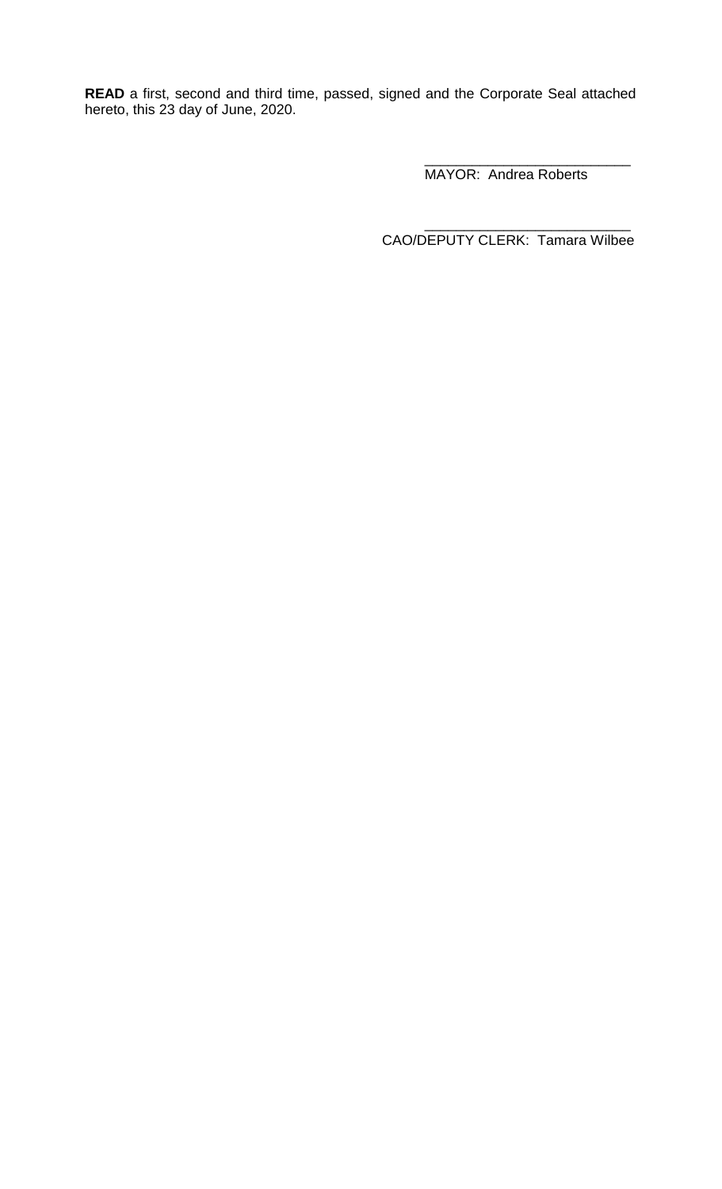**READ** a first, second and third time, passed, signed and the Corporate Seal attached hereto, this 23 day of June, 2020.

___________________________
MAYOR: Andrea Roberts

___________________________
CAO/DEPUTY CLERK: Tamara Wilbee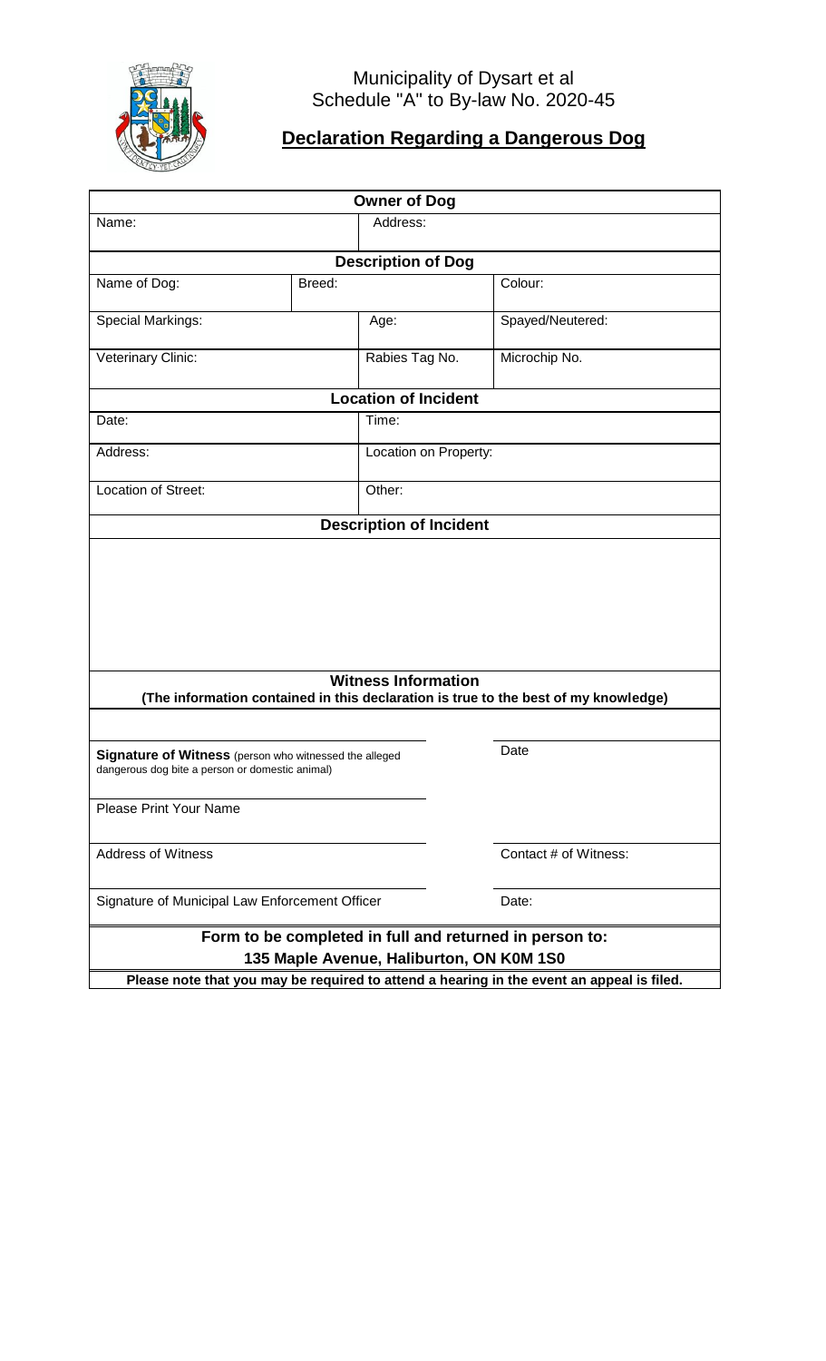Municipality of Dysart et al
Schedule "A" to By-law No. 2020-45

# Declaration Regarding a Dangerous Dog

| **Owner of Dog** | | | |
|---|---|---|---|
| Name: | | Address: | |
| **Description of Dog** | | | |
| Name of Dog: | Breed: | | Colour: |
| Special Markings: | | Age: | Spayed/Neutered: |
| Veterinary Clinic: | | Rabies Tag No. | Microchip No. |
| **Location of Incident** | | | |
| Date: | | Time: | |
| Address: | | Location on Property: | |
| Location of Street: | | Other: | |
| **Description of Incident** | | | |
| | | | |

**Witness Information**
**(The information contained in this declaration is true to the best of my knowledge)**

| | |
|---|---|
| **Signature of Witness** (person who witnessed the alleged dangerous dog bite a person or domestic animal) | Date |
| Please Print Your Name | |
| Address of Witness | Contact # of Witness: |
| Signature of Municipal Law Enforcement Officer | Date: |

**Form to be completed in full and returned in person to:**
**135 Maple Avenue, Haliburton, ON K0M 1S0**

**Please note that you may be required to attend a hearing in the event an appeal is filed.**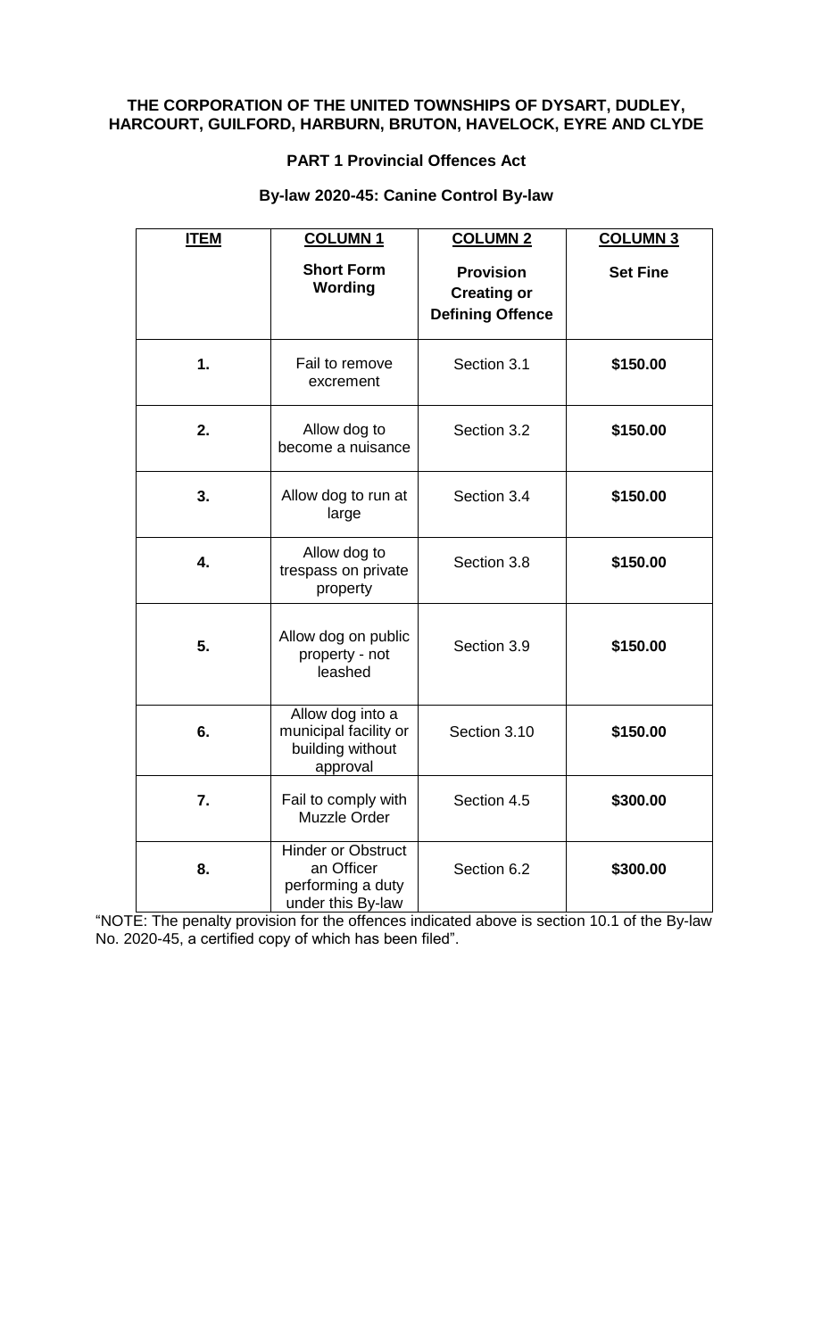**THE CORPORATION OF THE UNITED TOWNSHIPS OF DYSART, DUDLEY, HARCOURT, GUILFORD, HARBURN, BRUTON, HAVELOCK, EYRE AND CLYDE**

**PART 1 Provincial Offences Act**

**By-law 2020-45: Canine Control By-law**

| **ITEM** | **COLUMN 1** **Short Form Wording** | **COLUMN 2** **Provision Creating or Defining Offence** | **COLUMN 3** **Set Fine** |
|---|---|---|---|
| **1.** | Fail to remove excrement | Section 3.1 | **$150.00** |
| **2.** | Allow dog to become a nuisance | Section 3.2 | **$150.00** |
| **3.** | Allow dog to run at large | Section 3.4 | **$150.00** |
| **4.** | Allow dog to trespass on private property | Section 3.8 | **$150.00** |
| **5.** | Allow dog on public property - not leashed | Section 3.9 | **$150.00** |
| **6.** | Allow dog into a municipal facility or building without approval | Section 3.10 | **$150.00** |
| **7.** | Fail to comply with Muzzle Order | Section 4.5 | **$300.00** |
| **8.** | Hinder or Obstruct an Officer performing a duty under this By-law | Section 6.2 | **$300.00** |

"NOTE: The penalty provision for the offences indicated above is section 10.1 of the By-law No. 2020-45, a certified copy of which has been filed".